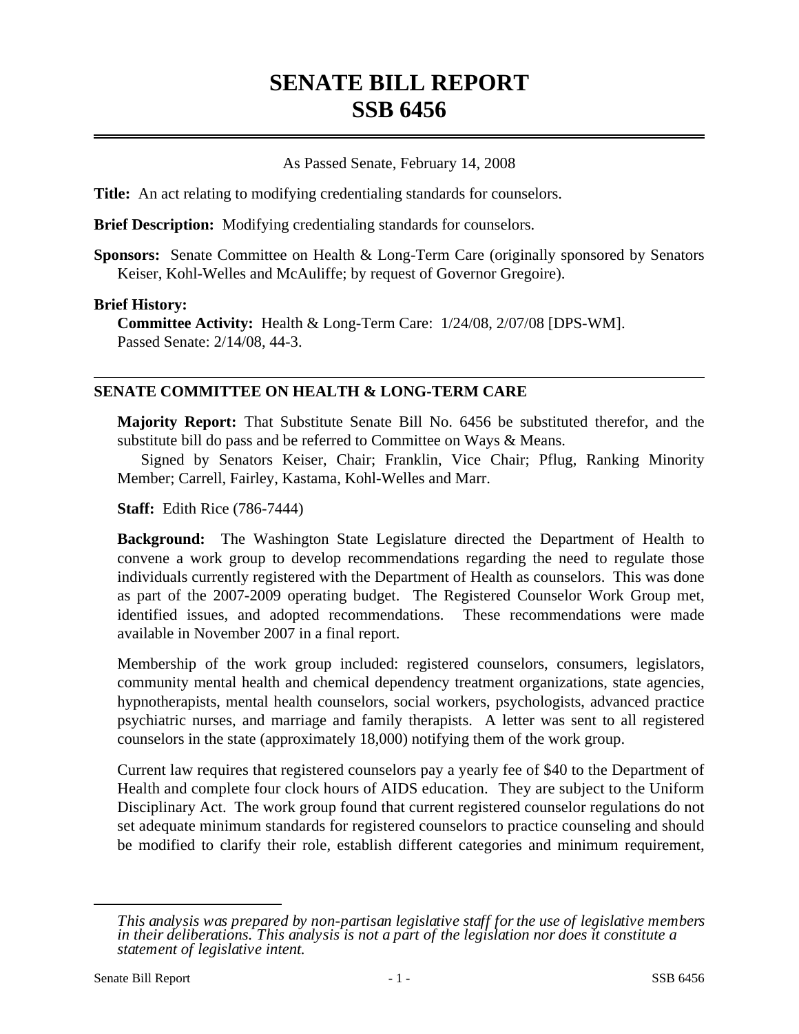# SENATE BILL REPORT
# SSB 6456

As Passed Senate, February 14, 2008

**Title:** An act relating to modifying credentialing standards for counselors.

**Brief Description:** Modifying credentialing standards for counselors.

**Sponsors:** Senate Committee on Health & Long-Term Care (originally sponsored by Senators Keiser, Kohl-Welles and McAuliffe; by request of Governor Gregoire).

**Brief History:**

**Committee Activity:** Health & Long-Term Care: 1/24/08, 2/07/08 [DPS-WM].
Passed Senate: 2/14/08, 44-3.

---

## SENATE COMMITTEE ON HEALTH & LONG-TERM CARE

**Majority Report:** That Substitute Senate Bill No. 6456 be substituted therefor, and the substitute bill do pass and be referred to Committee on Ways & Means.

Signed by Senators Keiser, Chair; Franklin, Vice Chair; Pflug, Ranking Minority Member; Carrell, Fairley, Kastama, Kohl-Welles and Marr.

**Staff:** Edith Rice (786-7444)

**Background:** The Washington State Legislature directed the Department of Health to convene a work group to develop recommendations regarding the need to regulate those individuals currently registered with the Department of Health as counselors. This was done as part of the 2007-2009 operating budget. The Registered Counselor Work Group met, identified issues, and adopted recommendations. These recommendations were made available in November 2007 in a final report.

Membership of the work group included: registered counselors, consumers, legislators, community mental health and chemical dependency treatment organizations, state agencies, hypnotherapists, mental health counselors, social workers, psychologists, advanced practice psychiatric nurses, and marriage and family therapists. A letter was sent to all registered counselors in the state (approximately 18,000) notifying them of the work group.

Current law requires that registered counselors pay a yearly fee of $40 to the Department of Health and complete four clock hours of AIDS education. They are subject to the Uniform Disciplinary Act. The work group found that current registered counselor regulations do not set adequate minimum standards for registered counselors to practice counseling and should be modified to clarify their role, establish different categories and minimum requirement,

---

*This analysis was prepared by non-partisan legislative staff for the use of legislative members in their deliberations. This analysis is not a part of the legislation nor does it constitute a statement of legislative intent.*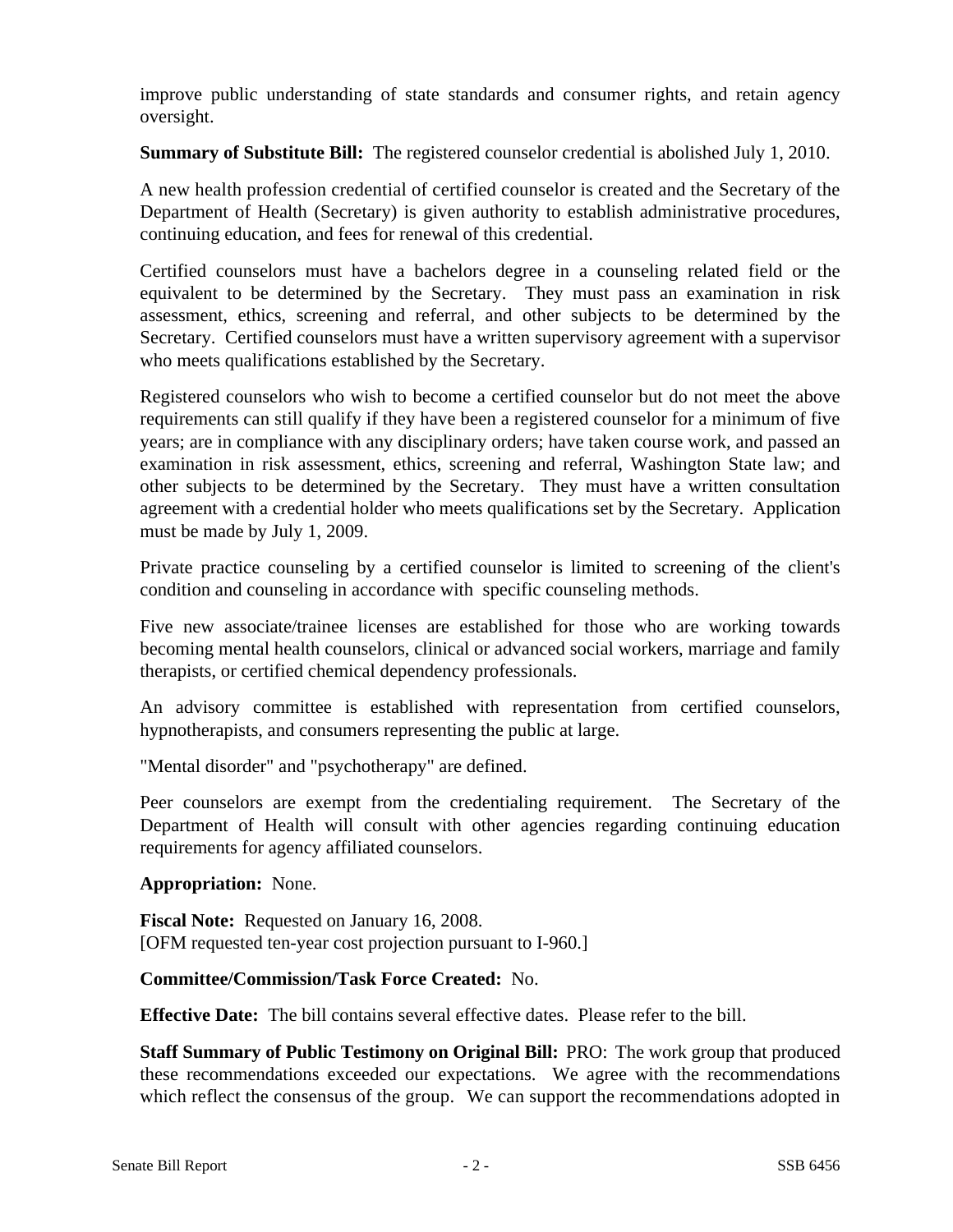improve public understanding of state standards and consumer rights, and retain agency oversight.

**Summary of Substitute Bill:** The registered counselor credential is abolished July 1, 2010.

A new health profession credential of certified counselor is created and the Secretary of the Department of Health (Secretary) is given authority to establish administrative procedures, continuing education, and fees for renewal of this credential.

Certified counselors must have a bachelors degree in a counseling related field or the equivalent to be determined by the Secretary. They must pass an examination in risk assessment, ethics, screening and referral, and other subjects to be determined by the Secretary. Certified counselors must have a written supervisory agreement with a supervisor who meets qualifications established by the Secretary.

Registered counselors who wish to become a certified counselor but do not meet the above requirements can still qualify if they have been a registered counselor for a minimum of five years; are in compliance with any disciplinary orders; have taken course work, and passed an examination in risk assessment, ethics, screening and referral, Washington State law; and other subjects to be determined by the Secretary. They must have a written consultation agreement with a credential holder who meets qualifications set by the Secretary. Application must be made by July 1, 2009.

Private practice counseling by a certified counselor is limited to screening of the client's condition and counseling in accordance with specific counseling methods.

Five new associate/trainee licenses are established for those who are working towards becoming mental health counselors, clinical or advanced social workers, marriage and family therapists, or certified chemical dependency professionals.

An advisory committee is established with representation from certified counselors, hypnotherapists, and consumers representing the public at large.

"Mental disorder" and "psychotherapy" are defined.

Peer counselors are exempt from the credentialing requirement. The Secretary of the Department of Health will consult with other agencies regarding continuing education requirements for agency affiliated counselors.

**Appropriation:** None.

**Fiscal Note:** Requested on January 16, 2008.
[OFM requested ten-year cost projection pursuant to I-960.]

**Committee/Commission/Task Force Created:** No.

**Effective Date:** The bill contains several effective dates. Please refer to the bill.

**Staff Summary of Public Testimony on Original Bill:** PRO: The work group that produced these recommendations exceeded our expectations. We agree with the recommendations which reflect the consensus of the group. We can support the recommendations adopted in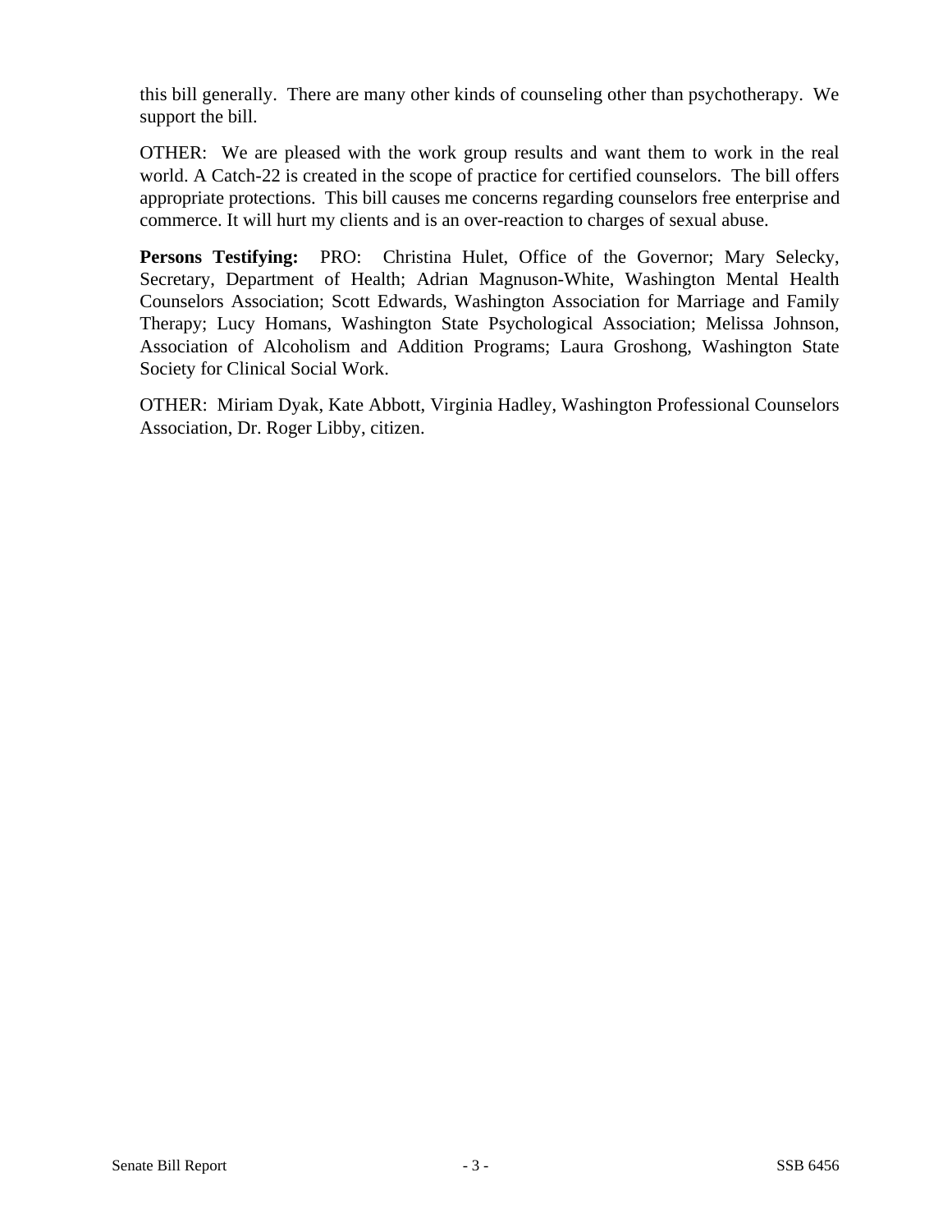this bill generally. There are many other kinds of counseling other than psychotherapy. We support the bill.

OTHER: We are pleased with the work group results and want them to work in the real world. A Catch-22 is created in the scope of practice for certified counselors. The bill offers appropriate protections. This bill causes me concerns regarding counselors free enterprise and commerce. It will hurt my clients and is an over-reaction to charges of sexual abuse.

**Persons Testifying:** PRO: Christina Hulet, Office of the Governor; Mary Selecky, Secretary, Department of Health; Adrian Magnuson-White, Washington Mental Health Counselors Association; Scott Edwards, Washington Association for Marriage and Family Therapy; Lucy Homans, Washington State Psychological Association; Melissa Johnson, Association of Alcoholism and Addition Programs; Laura Groshong, Washington State Society for Clinical Social Work.

OTHER: Miriam Dyak, Kate Abbott, Virginia Hadley, Washington Professional Counselors Association, Dr. Roger Libby, citizen.